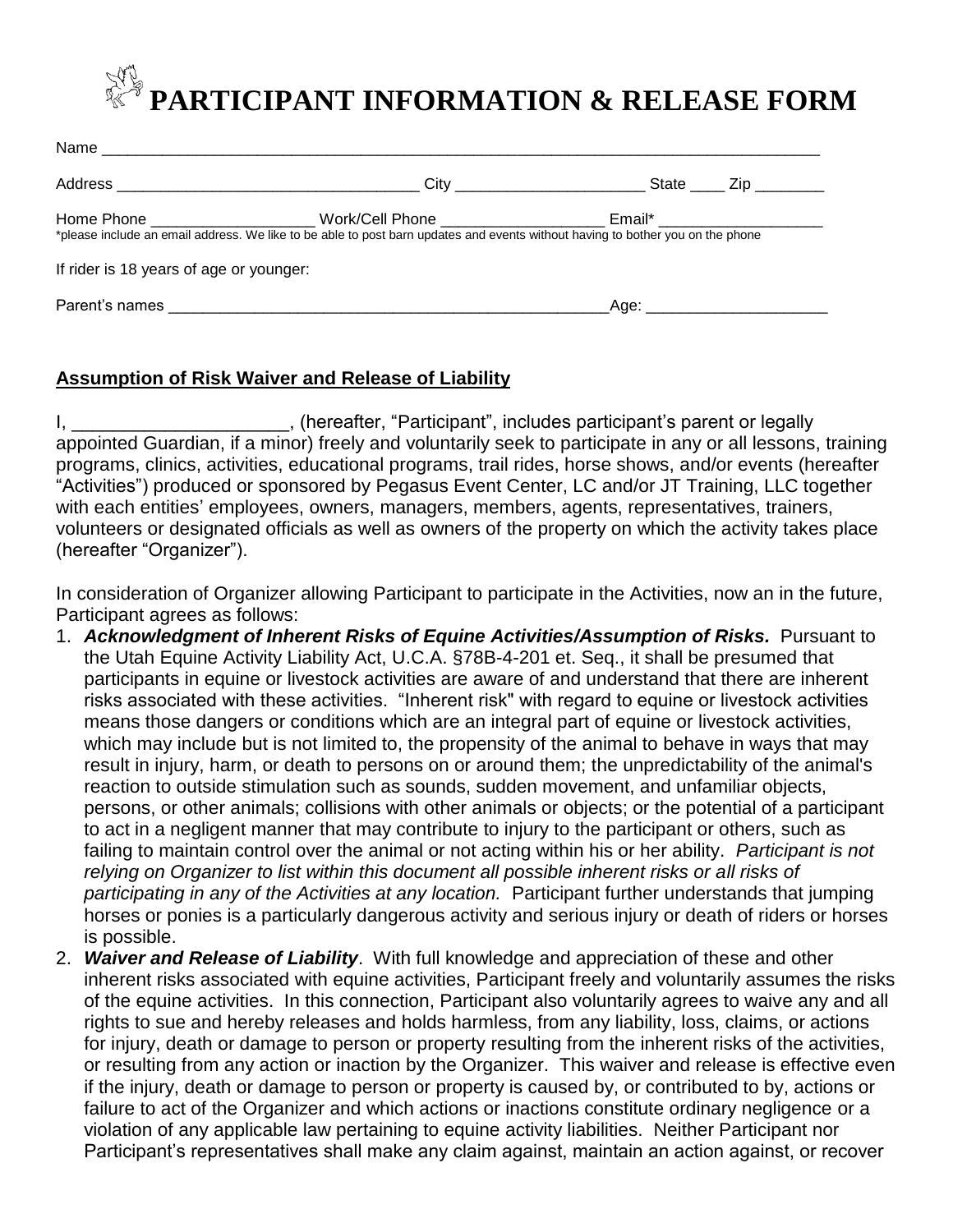# PARTICIPANT INFORMATION & RELEASE FORM

Name ___________________________________________________________________________________

Address ___________________________________ City ______________________ State ____ Zip ________

Home Phone ___________________ Work/Cell Phone ___________________ Email* ___________________

*please include an email address. We like to be able to post barn updates and events without having to bother you on the phone

If rider is 18 years of age or younger:

Parent's names ______________________________________________________Age: _____________________

## Assumption of Risk Waiver and Release of Liability

I, _____________________, (hereafter, "Participant", includes participant's parent or legally appointed Guardian, if a minor) freely and voluntarily seek to participate in any or all lessons, training programs, clinics, activities, educational programs, trail rides, horse shows, and/or events (hereafter "Activities") produced or sponsored by Pegasus Event Center, LC and/or JT Training, LLC together with each entities' employees, owners, managers, members, agents, representatives, trainers, volunteers or designated officials as well as owners of the property on which the activity takes place (hereafter "Organizer").

In consideration of Organizer allowing Participant to participate in the Activities, now an in the future, Participant agrees as follows:

1. ***Acknowledgment of Inherent Risks of Equine Activities/Assumption of Risks.*** Pursuant to the Utah Equine Activity Liability Act, U.C.A. §78B-4-201 et. Seq., it shall be presumed that participants in equine or livestock activities are aware of and understand that there are inherent risks associated with these activities. "Inherent risk" with regard to equine or livestock activities means those dangers or conditions which are an integral part of equine or livestock activities, which may include but is not limited to, the propensity of the animal to behave in ways that may result in injury, harm, or death to persons on or around them; the unpredictability of the animal's reaction to outside stimulation such as sounds, sudden movement, and unfamiliar objects, persons, or other animals; collisions with other animals or objects; or the potential of a participant to act in a negligent manner that may contribute to injury to the participant or others, such as failing to maintain control over the animal or not acting within his or her ability. *Participant is not relying on Organizer to list within this document all possible inherent risks or all risks of participating in any of the Activities at any location.* Participant further understands that jumping horses or ponies is a particularly dangerous activity and serious injury or death of riders or horses is possible.
2. ***Waiver and Release of Liability***. With full knowledge and appreciation of these and other inherent risks associated with equine activities, Participant freely and voluntarily assumes the risks of the equine activities. In this connection, Participant also voluntarily agrees to waive any and all rights to sue and hereby releases and holds harmless, from any liability, loss, claims, or actions for injury, death or damage to person or property resulting from the inherent risks of the activities, or resulting from any action or inaction by the Organizer. This waiver and release is effective even if the injury, death or damage to person or property is caused by, or contributed to by, actions or failure to act of the Organizer and which actions or inactions constitute ordinary negligence or a violation of any applicable law pertaining to equine activity liabilities. Neither Participant nor Participant's representatives shall make any claim against, maintain an action against, or recover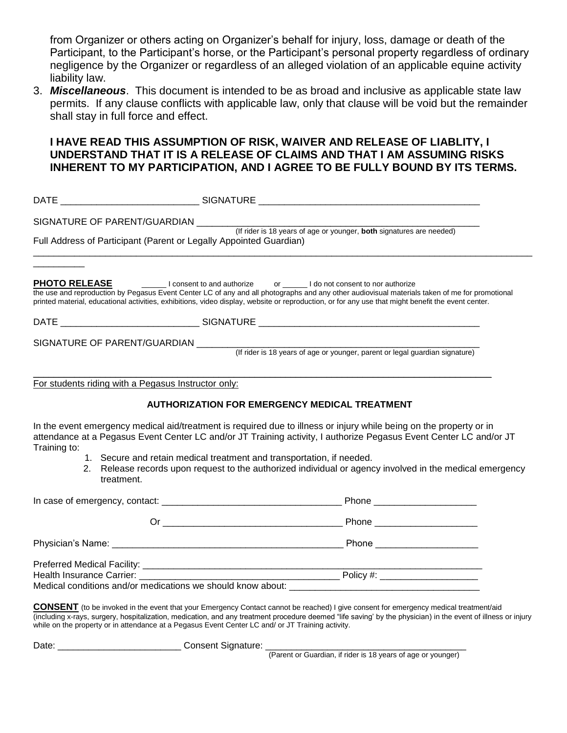from Organizer or others acting on Organizer's behalf for injury, loss, damage or death of the Participant, to the Participant's horse, or the Participant's personal property regardless of ordinary negligence by the Organizer or regardless of an alleged violation of an applicable equine activity liability law.

3. ***Miscellaneous***. This document is intended to be as broad and inclusive as applicable state law permits. If any clause conflicts with applicable law, only that clause will be void but the remainder shall stay in full force and effect.

**I HAVE READ THIS ASSUMPTION OF RISK, WAIVER AND RELEASE OF LIABLITY, I UNDERSTAND THAT IT IS A RELEASE OF CLAIMS AND THAT I AM ASSUMING RISKS INHERENT TO MY PARTICIPATION, AND I AGREE TO BE FULLY BOUND BY ITS TERMS.**

DATE ___________________________ SIGNATURE ___________________________________________

SIGNATURE OF PARENT/GUARDIAN ___________________________________________________________
(If rider is 18 years of age or younger, **both** signatures are needed)

Full Address of Participant (Parent or Legally Appointed Guardian)

______________________________________________________________________________________________
__________

**PHOTO RELEASE** ______ I consent to and authorize or ______ I do not consent to nor authorize the use and reproduction by Pegasus Event Center LC of any and all photographs and any other audiovisual materials taken of me for promotional printed material, educational activities, exhibitions, video display, website or reproduction, or for any use that might benefit the event center.

DATE ___________________________ SIGNATURE ___________________________________________

SIGNATURE OF PARENT/GUARDIAN ___________________________________________________________
(If rider is 18 years of age or younger, parent or legal guardian signature)

______________________________________________________________________________________________

For students riding with a Pegasus Instructor only:

**AUTHORIZATION FOR EMERGENCY MEDICAL TREATMENT**

In the event emergency medical aid/treatment is required due to illness or injury while being on the property or in attendance at a Pegasus Event Center LC and/or JT Training activity, I authorize Pegasus Event Center LC and/or JT Training to:

1. Secure and retain medical treatment and transportation, if needed.
2. Release records upon request to the authorized individual or agency involved in the medical emergency treatment.

In case of emergency, contact: ___________________________________ Phone ____________________

Or ___________________________________ Phone ____________________

Physician's Name: _____________________________________________ Phone ____________________

Preferred Medical Facility: _______________________________________________________________________

Health Insurance Carrier: ________________________________________ Policy #: ___________________

Medical conditions and/or medications we should know about: ______________________________________

**CONSENT** (to be invoked in the event that your Emergency Contact cannot be reached) I give consent for emergency medical treatment/aid (including x-rays, surgery, hospitalization, medication, and any treatment procedure deemed "life saving' by the physician) in the event of illness or injury while on the property or in attendance at a Pegasus Event Center LC and/ or JT Training activity.

Date: ________________________ Consent Signature: ________________________________________
(Parent or Guardian, if rider is 18 years of age or younger)